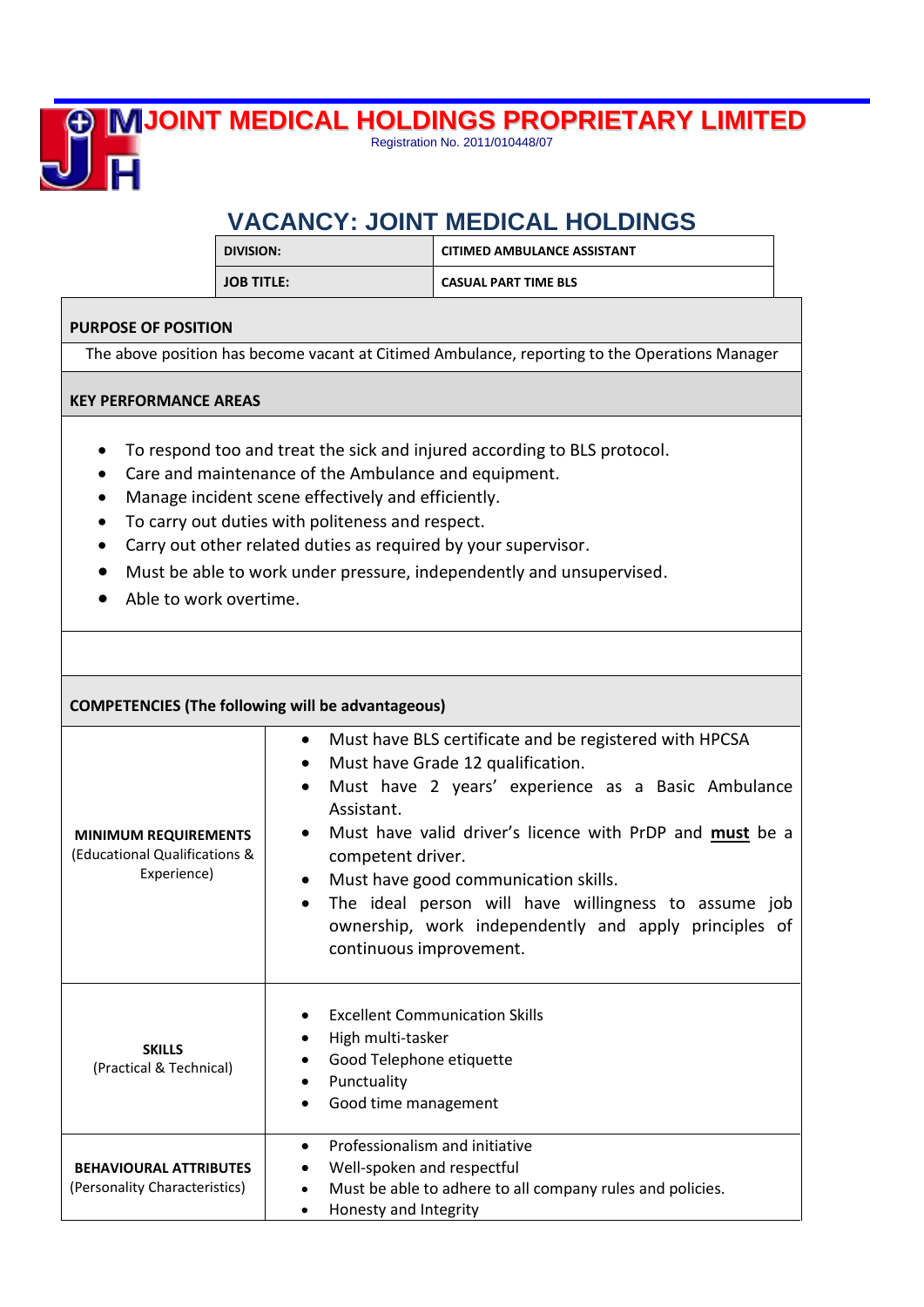# JOINT MEDICAL HOLDINGS PROPRIETARY LIMITED

Registration No. 2011/010448/07

## VACANCY: JOINT MEDICAL HOLDINGS

| DIVISION: | CITIMED AMBULANCE ASSISTANT |
|---|---|
| JOB TITLE: | CASUAL PART TIME BLS |

**PURPOSE OF POSITION**

The above position has become vacant at Citimed Ambulance, reporting to the Operations Manager

**KEY PERFORMANCE AREAS**

- To respond too and treat the sick and injured according to BLS protocol.
- Care and maintenance of the Ambulance and equipment.
- Manage incident scene effectively and efficiently.
- To carry out duties with politeness and respect.
- Carry out other related duties as required by your supervisor.
- Must be able to work under pressure, independently and unsupervised.
- Able to work overtime.

**COMPETENCIES (The following will be advantageous)**

| | |
|---|---|
| **MINIMUM REQUIREMENTS** (Educational Qualifications & Experience) | • Must have BLS certificate and be registered with HPCSA<br>• Must have Grade 12 qualification.<br>• Must have 2 years' experience as a Basic Ambulance Assistant.<br>• Must have valid driver's licence with PrDP and **must** be a competent driver.<br>• Must have good communication skills.<br>• The ideal person will have willingness to assume job ownership, work independently and apply principles of continuous improvement. |
| **SKILLS** (Practical & Technical) | • Excellent Communication Skills<br>• High multi-tasker<br>• Good Telephone etiquette<br>• Punctuality<br>• Good time management |
| **BEHAVIOURAL ATTRIBUTES** (Personality Characteristics) | • Professionalism and initiative<br>• Well-spoken and respectful<br>• Must be able to adhere to all company rules and policies.<br>• Honesty and Integrity |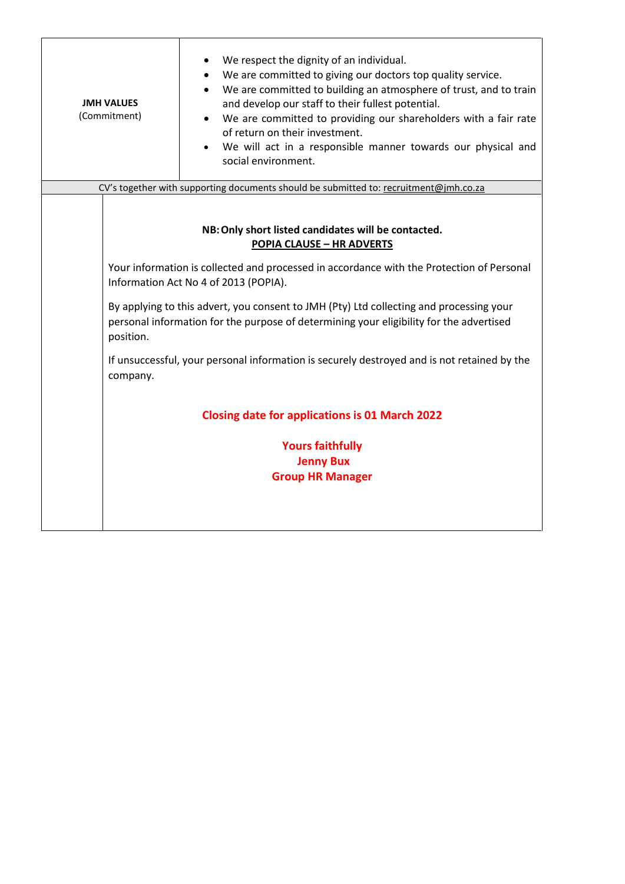| | |
|---|---|
| **JMH VALUES**<br>(Commitment) | • We respect the dignity of an individual.<br>• We are committed to giving our doctors top quality service.<br>• We are committed to building an atmosphere of trust, and to train and develop our staff to their fullest potential.<br>• We are committed to providing our shareholders with a fair rate of return on their investment.<br>• We will act in a responsible manner towards our physical and social environment. |

CV's together with supporting documents should be submitted to: recruitment@jmh.co.za

**NB: Only short listed candidates will be contacted.**

**POPIA CLAUSE – HR ADVERTS**

Your information is collected and processed in accordance with the Protection of Personal Information Act No 4 of 2013 (POPIA).

By applying to this advert, you consent to JMH (Pty) Ltd collecting and processing your personal information for the purpose of determining your eligibility for the advertised position.

If unsuccessful, your personal information is securely destroyed and is not retained by the company.

**Closing date for applications is 01 March 2022**

**Yours faithfully**
**Jenny Bux**
**Group HR Manager**